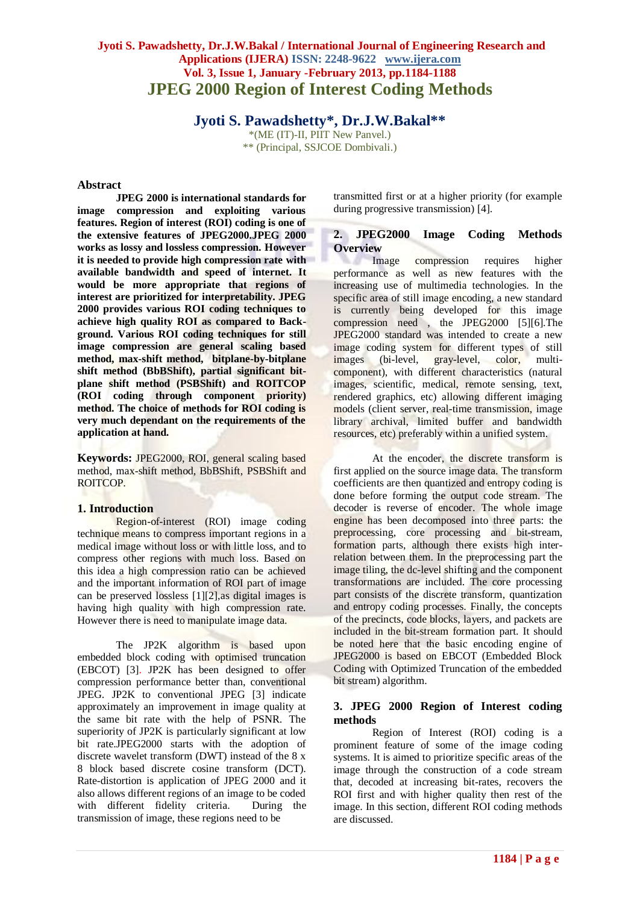# JPEG 2000 Region of Interest Coding Methods

**Jyoti S. Pawadshetty\*, Dr.J.W.Bakal\*\***

\*(ME (IT)-II, PIIT New Panvel.)
\*\* (Principal, SSJCOE Dombivali.)

## Abstract

**JPEG 2000 is international standards for image compression and exploiting various features. Region of interest (ROI) coding is one of the extensive features of JPEG2000.JPEG 2000 works as lossy and lossless compression. However it is needed to provide high compression rate with available bandwidth and speed of internet. It would be more appropriate that regions of interest are prioritized for interpretability. JPEG 2000 provides various ROI coding techniques to achieve high quality ROI as compared to Back-ground. Various ROI coding techniques for still image compression are general scaling based method, max-shift method, bitplane-by-bitplane shift method (BbBShift), partial significant bit-plane shift method (PSBShift) and ROITCOP (ROI coding through component priority) method. The choice of methods for ROI coding is very much dependant on the requirements of the application at hand.**

**Keywords:** JPEG2000, ROI, general scaling based method, max-shift method, BbBShift, PSBShift and ROITCOP.

## 1. Introduction

Region-of-interest (ROI) image coding technique means to compress important regions in a medical image without loss or with little loss, and to compress other regions with much loss. Based on this idea a high compression ratio can be achieved and the important information of ROI part of image can be preserved lossless [1][2],as digital images is having high quality with high compression rate. However there is need to manipulate image data.

The JP2K algorithm is based upon embedded block coding with optimised truncation (EBCOT) [3]. JP2K has been designed to offer compression performance better than, conventional JPEG. JP2K to conventional JPEG [3] indicate approximately an improvement in image quality at the same bit rate with the help of PSNR. The superiority of JP2K is particularly significant at low bit rate.JPEG2000 starts with the adoption of discrete wavelet transform (DWT) instead of the 8 x 8 block based discrete cosine transform (DCT). Rate-distortion is application of JPEG 2000 and it also allows different regions of an image to be coded with different fidelity criteria. During the transmission of image, these regions need to be transmitted first or at a higher priority (for example during progressive transmission) [4].

## 2. JPEG2000 Image Coding Methods Overview

Image compression requires higher performance as well as new features with the increasing use of multimedia technologies. In the specific area of still image encoding, a new standard is currently being developed for this image compression need , the JPEG2000 [5][6].The JPEG2000 standard was intended to create a new image coding system for different types of still images (bi-level, gray-level, color, multi-component), with different characteristics (natural images, scientific, medical, remote sensing, text, rendered graphics, etc) allowing different imaging models (client server, real-time transmission, image library archival, limited buffer and bandwidth resources, etc) preferably within a unified system.

At the encoder, the discrete transform is first applied on the source image data. The transform coefficients are then quantized and entropy coding is done before forming the output code stream. The decoder is reverse of encoder. The whole image engine has been decomposed into three parts: the preprocessing, core processing and bit-stream, formation parts, although there exists high inter-relation between them. In the preprocessing part the image tiling, the dc-level shifting and the component transformations are included. The core processing part consists of the discrete transform, quantization and entropy coding processes. Finally, the concepts of the precincts, code blocks, layers, and packets are included in the bit-stream formation part. It should be noted here that the basic encoding engine of JPEG2000 is based on EBCOT (Embedded Block Coding with Optimized Truncation of the embedded bit stream) algorithm.

## 3. JPEG 2000 Region of Interest coding methods

Region of Interest (ROI) coding is a prominent feature of some of the image coding systems. It is aimed to prioritize specific areas of the image through the construction of a code stream that, decoded at increasing bit-rates, recovers the ROI first and with higher quality then rest of the image. In this section, different ROI coding methods are discussed.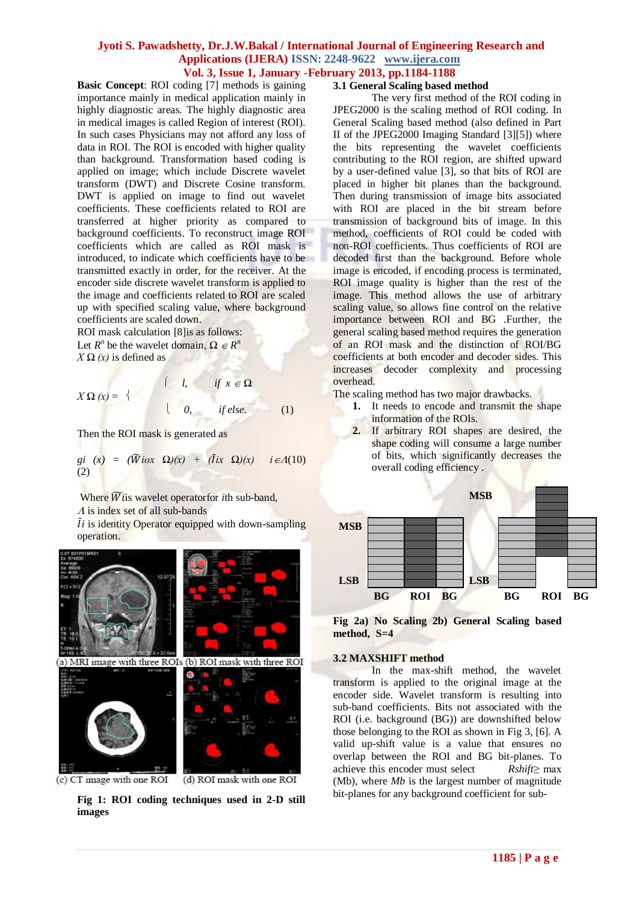**Basic Concept**: ROI coding [7] methods is gaining importance mainly in medical application mainly in highly diagnostic areas. The highly diagnostic area in medical images is called Region of interest (ROI). In such cases Physicians may not afford any loss of data in ROI. The ROI is encoded with higher quality than background. Transformation based coding is applied on image; which include Discrete wavelet transform (DWT) and Discrete Cosine transform. DWT is applied on image to find out wavelet coefficients. These coefficients related to ROI are transferred at higher priority as compared to background coefficients. To reconstruct image ROI coefficients which are called as ROI mask is introduced, to indicate which coefficients have to be transmitted exactly in order, for the receiver. At the encoder side discrete wavelet transform is applied to the image and coefficients related to ROI are scaled up with specified scaling value, where background coefficients are scaled down.

ROI mask calculation [8]is as follows:

Let $R^n$ be the wavelet domain, $\Omega \in R^n$

$X\Omega(x)$ is defined as

$$X\Omega(x) = \begin{cases} l, & \text{if } x \in \Omega \\ 0, & \text{if else.} \end{cases} \qquad (1)$$

Then the ROI mask is generated as

$$g_i(x) = (\widetilde{W}_i o x\ \Omega)(x) + (\tilde{I}_i x\ \Omega)(x) \quad i \in \Lambda (10) \qquad (2)$$

Where $\widetilde{W}_i$ is wavelet operatorfor $i$th sub-band,

$\Lambda$ is index set of all sub-bands

$\tilde{I}_i$ is identity Operator equipped with down-sampling operation.

(a) MRI image with three ROIs (b) ROI mask with three ROI

(c) CT image with one ROI (d) ROI mask with one ROI

**Fig 1: ROI coding techniques used in 2-D still images**

### 3.1 General Scaling based method

The very first method of the ROI coding in JPEG2000 is the scaling method of ROI coding. In General Scaling based method (also defined in Part II of the JPEG2000 Imaging Standard [3][5]) where the bits representing the wavelet coefficients contributing to the ROI region, are shifted upward by a user-defined value [3], so that bits of ROI are placed in higher bit planes than the background. Then during transmission of image bits associated with ROI are placed in the bit stream before transmission of background bits of image. In this method, coefficients of ROI could be coded with non-ROI coefficients. Thus coefficients of ROI are decoded first than the background. Before whole image is encoded, if encoding process is terminated, ROI image quality is higher than the rest of the image. This method allows the use of arbitrary scaling value, so allows fine control on the relative importance between ROI and BG .Further, the general scaling based method requires the generation of an ROI mask and the distinction of ROI/BG coefficients at both encoder and decoder sides. This increases decoder complexity and processing overhead.

The scaling method has two major drawbacks.

1. It needs to encode and transmit the shape information of the ROIs.
2. If arbitrary ROI shapes are desired, the shape coding will consume a large number of bits, which significantly decreases the overall coding efficiency .

**Fig 2a) No Scaling 2b) General Scaling based method, S=4**

### 3.2 MAXSHIFT method

In the max-shift method, the wavelet transform is applied to the original image at the encoder side. Wavelet transform is resulting into sub-band coefficients. Bits not associated with the ROI (i.e. background (BG)) are downshifted below those belonging to the ROI as shown in Fig 3, [6]. A valid up-shift value is a value that ensures no overlap between the ROI and BG bit-planes. To achieve this encoder must select $Rshift \geq \max(Mb)$, where $Mb$ is the largest number of magnitude bit-planes for any background coefficient for sub-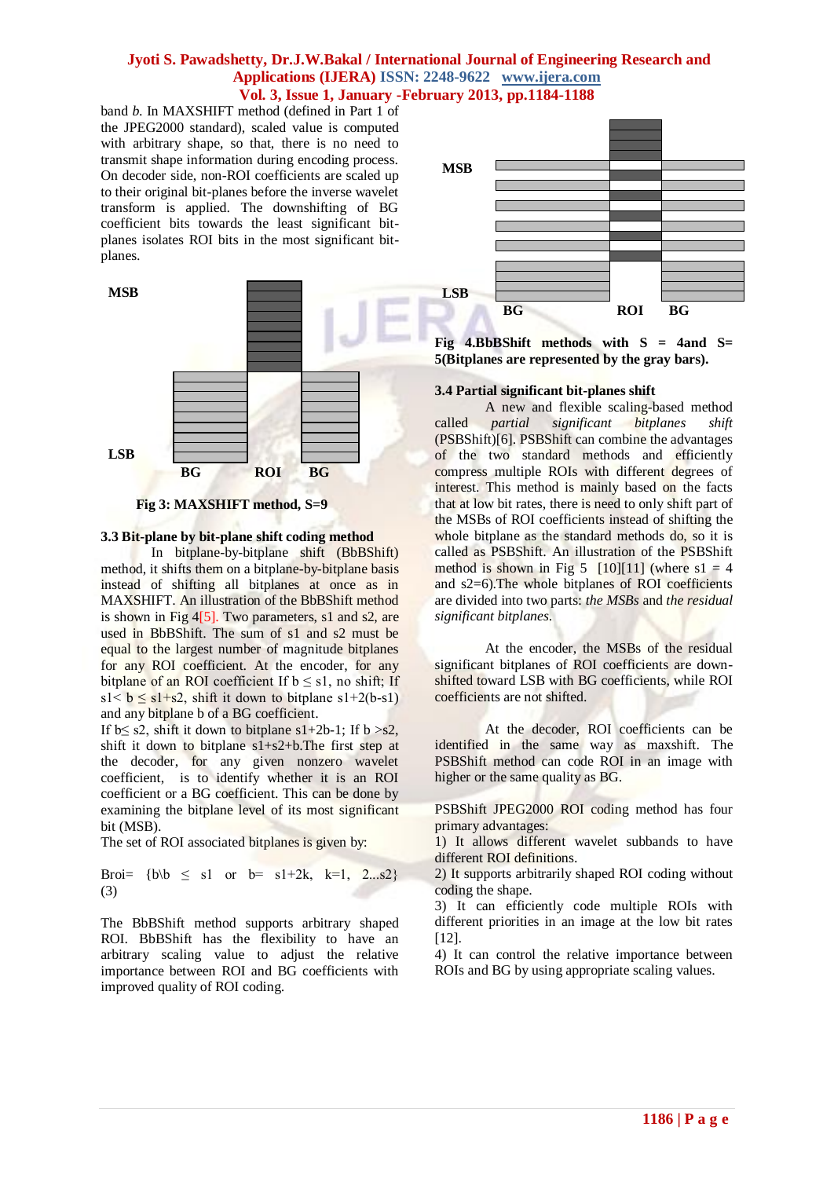band *b*. In MAXSHIFT method (defined in Part 1 of the JPEG2000 standard), scaled value is computed with arbitrary shape, so that, there is no need to transmit shape information during encoding process. On decoder side, non-ROI coefficients are scaled up to their original bit-planes before the inverse wavelet transform is applied. The downshifting of BG coefficient bits towards the least significant bit-planes isolates ROI bits in the most significant bit-planes.

MSB

LSB

BG ROI BG

**Fig 3: MAXSHIFT method, S=9**

### 3.3 Bit-plane by bit-plane shift coding method

In bitplane-by-bitplane shift (BbBShift) method, it shifts them on a bitplane-by-bitplane basis instead of shifting all bitplanes at once as in MAXSHIFT. An illustration of the BbBShift method is shown in Fig 4[5]. Two parameters, s1 and s2, are used in BbBShift. The sum of s1 and s2 must be equal to the largest number of magnitude bitplanes for any ROI coefficient. At the encoder, for any bitplane of an ROI coefficient If $b \leq s1$, no shift; If $s1 < b \leq s1+s2$, shift it down to bitplane $s1+2(b-s1)$ and any bitplane b of a BG coefficient.
If $b \leq s2$, shift it down to bitplane $s1+2b-1$; If $b > s2$, shift it down to bitplane $s1+s2+b$.The first step at the decoder, for any given nonzero wavelet coefficient, is to identify whether it is an ROI coefficient or a BG coefficient. This can be done by examining the bitplane level of its most significant bit (MSB).
The set of ROI associated bitplanes is given by:

$$B_{roi} = \{b \backslash b \leq s1 \text{ or } b = s1+2k,\ k=1, 2...s2\} \quad (3)$$

The BbBShift method supports arbitrary shaped ROI. BbBShift has the flexibility to have an arbitrary scaling value to adjust the relative importance between ROI and BG coefficients with improved quality of ROI coding.

MSB

LSB

BG ROI BG

**Fig 4.BbBShift methods with S = 4and S= 5(Bitplanes are represented by the gray bars).**

### 3.4 Partial significant bit-planes shift

A new and flexible scaling-based method called *partial significant bitplanes shift* (PSBShift)[6]. PSBShift can combine the advantages of the two standard methods and efficiently compress multiple ROIs with different degrees of interest. This method is mainly based on the facts that at low bit rates, there is need to only shift part of the MSBs of ROI coefficients instead of shifting the whole bitplane as the standard methods do, so it is called as PSBShift. An illustration of the PSBShift method is shown in Fig 5 [10][11] (where s1 = 4 and s2=6).The whole bitplanes of ROI coefficients are divided into two parts: *the MSBs* and *the residual significant bitplanes.*

At the encoder, the MSBs of the residual significant bitplanes of ROI coefficients are down-shifted toward LSB with BG coefficients, while ROI coefficients are not shifted.

At the decoder, ROI coefficients can be identified in the same way as maxshift. The PSBShift method can code ROI in an image with higher or the same quality as BG.

PSBShift JPEG2000 ROI coding method has four primary advantages:

1) It allows different wavelet subbands to have different ROI definitions.
2) It supports arbitrarily shaped ROI coding without coding the shape.
3) It can efficiently code multiple ROIs with different priorities in an image at the low bit rates [12].
4) It can control the relative importance between ROIs and BG by using appropriate scaling values.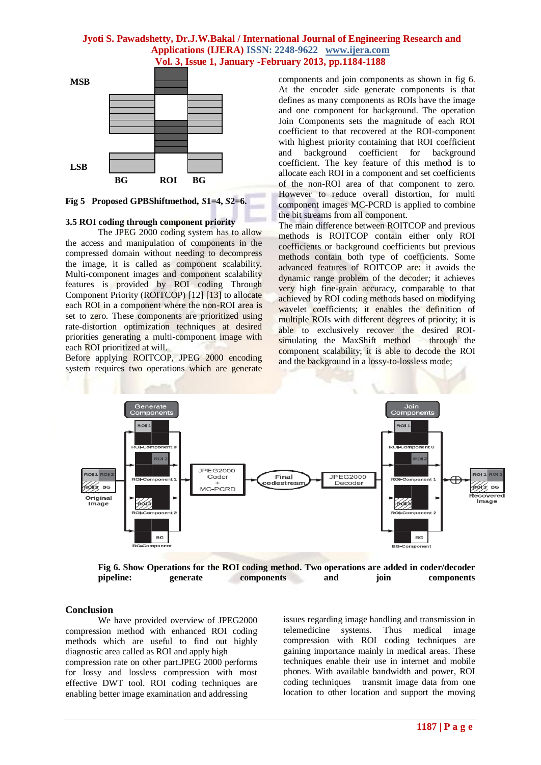Fig 5 Proposed GPBShiftmethod, $S1$=4, $S2$=6.

### 3.5 ROI coding through component priority

The JPEG 2000 coding system has to allow the access and manipulation of components in the compressed domain without needing to decompress the image, it is called as component scalability. Multi-component images and component scalability features is provided by ROI coding Through Component Priority (ROITCOP) [12] [13] to allocate each ROI in a component where the non-ROI area is set to zero. These components are prioritized using rate-distortion optimization techniques at desired priorities generating a multi-component image with each ROI prioritized at will.

Before applying ROITCOP, JPEG 2000 encoding system requires two operations which are generate components and join components as shown in fig 6. At the encoder side generate components is that defines as many components as ROIs have the image and one component for background. The operation Join Components sets the magnitude of each ROI coefficient to that recovered at the ROI-component with highest priority containing that ROI coefficient and background coefficient for background coefficient. The key feature of this method is to allocate each ROI in a component and set coefficients of the non-ROI area of that component to zero. However to reduce overall distortion, for multi component images MC-PCRD is applied to combine the bit streams from all component.

The main difference between ROITCOP and previous methods is ROITCOP contain either only ROI coefficients or background coefficients but previous methods contain both type of coefficients. Some advanced features of ROITCOP are: it avoids the dynamic range problem of the decoder; it achieves very high fine-grain accuracy, comparable to that achieved by ROI coding methods based on modifying wavelet coefficients; it enables the definition of multiple ROIs with different degrees of priority; it is able to exclusively recover the desired ROI-simulating the MaxShift method – through the component scalability; it is able to decode the ROI and the background in a lossy-to-lossless mode;

**Fig 6. Show Operations for the ROI coding method. Two operations are added in coder/decoder pipeline: generate components and join components**

## Conclusion

We have provided overview of JPEG2000 compression method with enhanced ROI coding methods which are useful to find out highly diagnostic area called as ROI and apply high compression rate on other part.JPEG 2000 performs for lossy and lossless compression with most effective DWT tool. ROI coding techniques are enabling better image examination and addressing issues regarding image handling and transmission in telemedicine systems. Thus medical image compression with ROI coding techniques are gaining importance mainly in medical areas. These techniques enable their use in internet and mobile phones. With available bandwidth and power, ROI coding techniques transmit image data from one location to other location and support the moving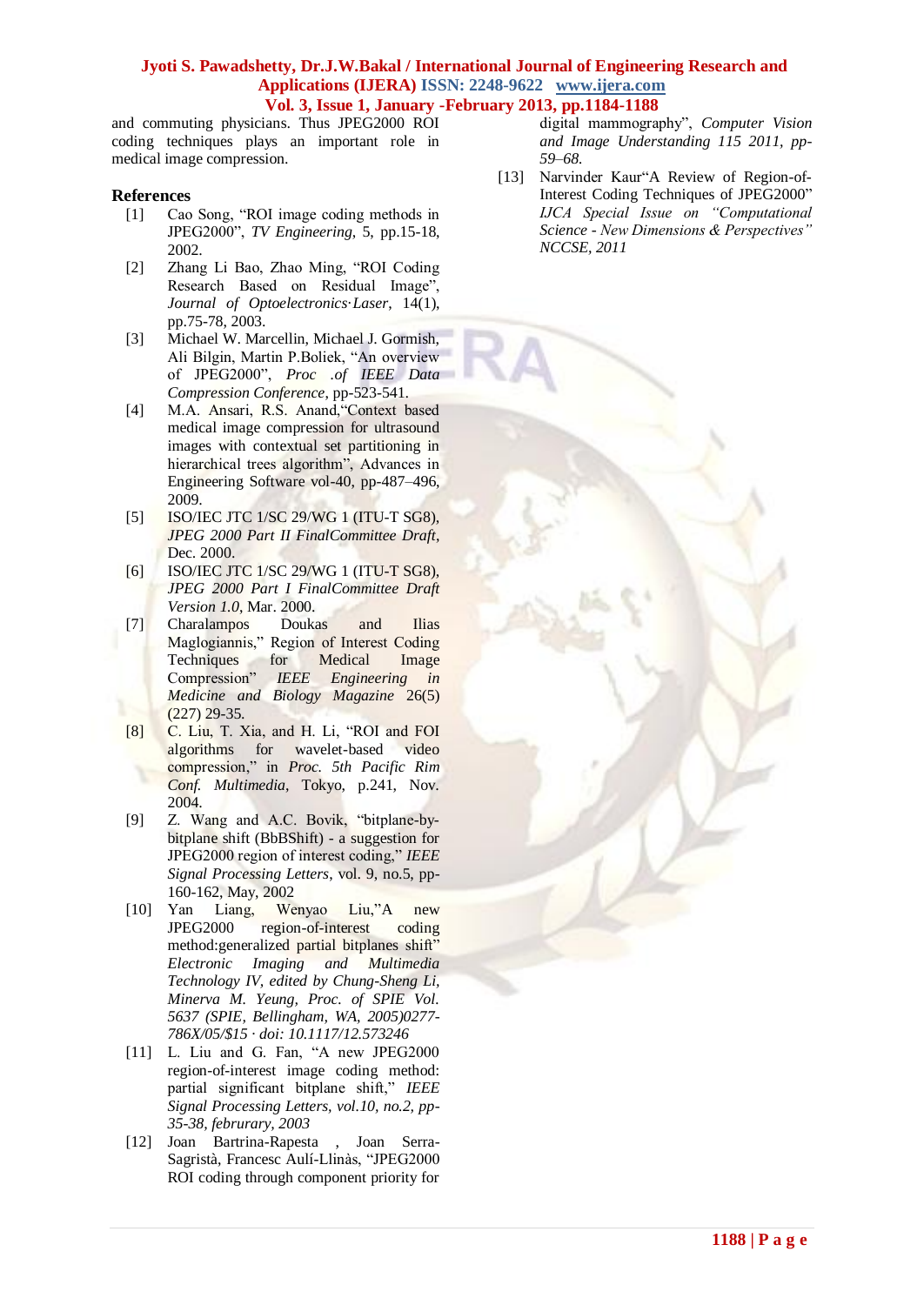and commuting physicians. Thus JPEG2000 ROI coding techniques plays an important role in medical image compression.

## References

[1] Cao Song, "ROI image coding methods in JPEG2000", *TV Engineering*, 5, pp.15-18, 2002.

[2] Zhang Li Bao, Zhao Ming, "ROI Coding Research Based on Residual Image", *Journal of Optoelectronics·Laser*, 14(1), pp.75-78, 2003.

[3] Michael W. Marcellin, Michael J. Gormish, Ali Bilgin, Martin P.Boliek, "An overview of JPEG2000", *Proc .of IEEE Data Compression Conference*, pp-523-541.

[4] M.A. Ansari, R.S. Anand,"Context based medical image compression for ultrasound images with contextual set partitioning in hierarchical trees algorithm", Advances in Engineering Software vol-40, pp-487–496, 2009.

[5] ISO/IEC JTC 1/SC 29/WG 1 (ITU-T SG8), *JPEG 2000 Part II FinalCommittee Draft*, Dec. 2000.

[6] ISO/IEC JTC 1/SC 29/WG 1 (ITU-T SG8), *JPEG 2000 Part I FinalCommittee Draft Version 1.0*, Mar. 2000.

[7] Charalampos Doukas and Ilias Maglogiannis," Region of Interest Coding Techniques for Medical Image Compression" *IEEE Engineering in Medicine and Biology Magazine* 26(5) (227) 29-35.

[8] C. Liu, T. Xia, and H. Li, "ROI and FOI algorithms for wavelet-based video compression," in *Proc. 5th Pacific Rim Conf. Multimedia*, Tokyo, p.241, Nov. 2004.

[9] Z. Wang and A.C. Bovik, "bitplane-by-bitplane shift (BbBShift) - a suggestion for JPEG2000 region of interest coding," *IEEE Signal Processing Letters*, vol. 9, no.5, pp-160-162, May, 2002

[10] Yan Liang, Wenyao Liu,"A new JPEG2000 region-of-interest coding method:generalized partial bitplanes shift" *Electronic Imaging and Multimedia Technology IV, edited by Chung-Sheng Li, Minerva M. Yeung, Proc. of SPIE Vol. 5637 (SPIE, Bellingham, WA, 2005)0277-786X/05/$15 · doi: 10.1117/12.573246*

[11] L. Liu and G. Fan, "A new JPEG2000 region-of-interest image coding method: partial significant bitplane shift," *IEEE Signal Processing Letters, vol.10, no.2, pp-35-38, februrary, 2003*

[12] Joan Bartrina-Rapesta , Joan Serra-Sagristà, Francesc Aulí-Llinàs, "JPEG2000 ROI coding through component priority for digital mammography", *Computer Vision and Image Understanding 115 2011, pp-59–68.*

[13] Narvinder Kaur"A Review of Region-of-Interest Coding Techniques of JPEG2000" *IJCA Special Issue on "Computational Science - New Dimensions & Perspectives" NCCSE, 2011*